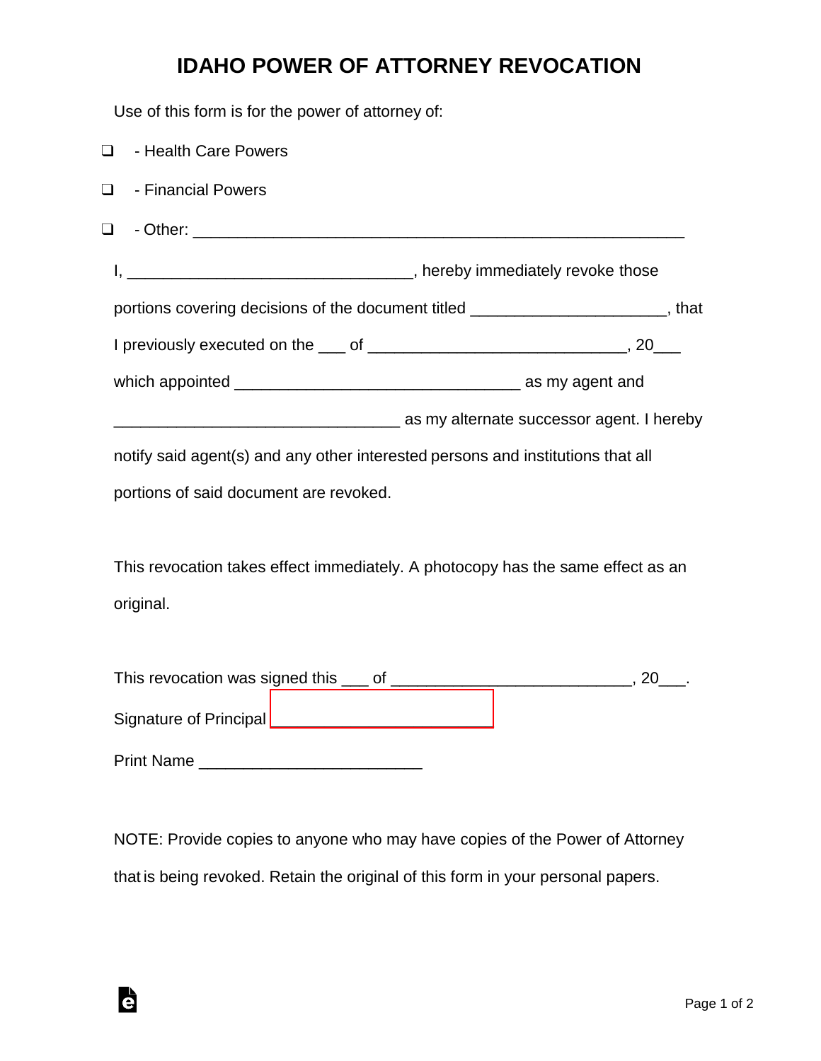# IDAHO POWER OF ATTORNEY REVOCATION

Use of this form is for the power of attorney of:

☐ - Health Care Powers

☐ - Financial Powers

☐ - Other: ________________________________________________________

I, ________________________________, hereby immediately revoke those portions covering decisions of the document titled _____________________, that I previously executed on the ___ of ____________________________, 20___ which appointed ________________________________ as my agent and ________________________________ as my alternate successor agent. I hereby notify said agent(s) and any other interested persons and institutions that all portions of said document are revoked.

This revocation takes effect immediately. A photocopy has the same effect as an original.

This revocation was signed this ___ of ___________________________, 20___.

Signature of Principal ________________________

Print Name _________________________

NOTE: Provide copies to anyone who may have copies of the Power of Attorney that is being revoked. Retain the original of this form in your personal papers.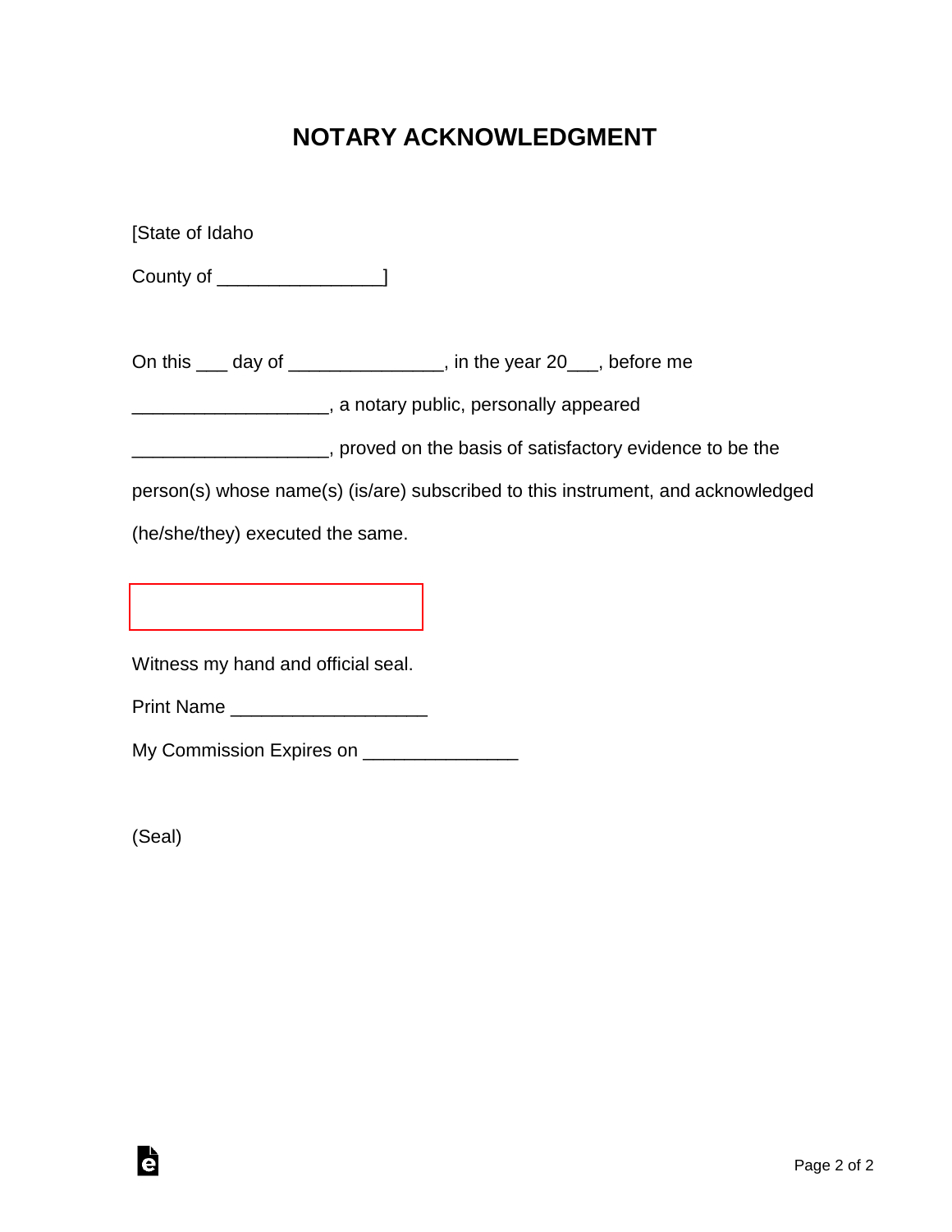# NOTARY ACKNOWLEDGMENT

[State of Idaho

County of ________________]

On this ___ day of _______________, in the year 20___, before me

___________________, a notary public, personally appeared

___________________, proved on the basis of satisfactory evidence to be the

person(s) whose name(s) (is/are) subscribed to this instrument, and acknowledged

(he/she/they) executed the same.

Witness my hand and official seal.

Print Name ___________________

My Commission Expires on _______________

(Seal)